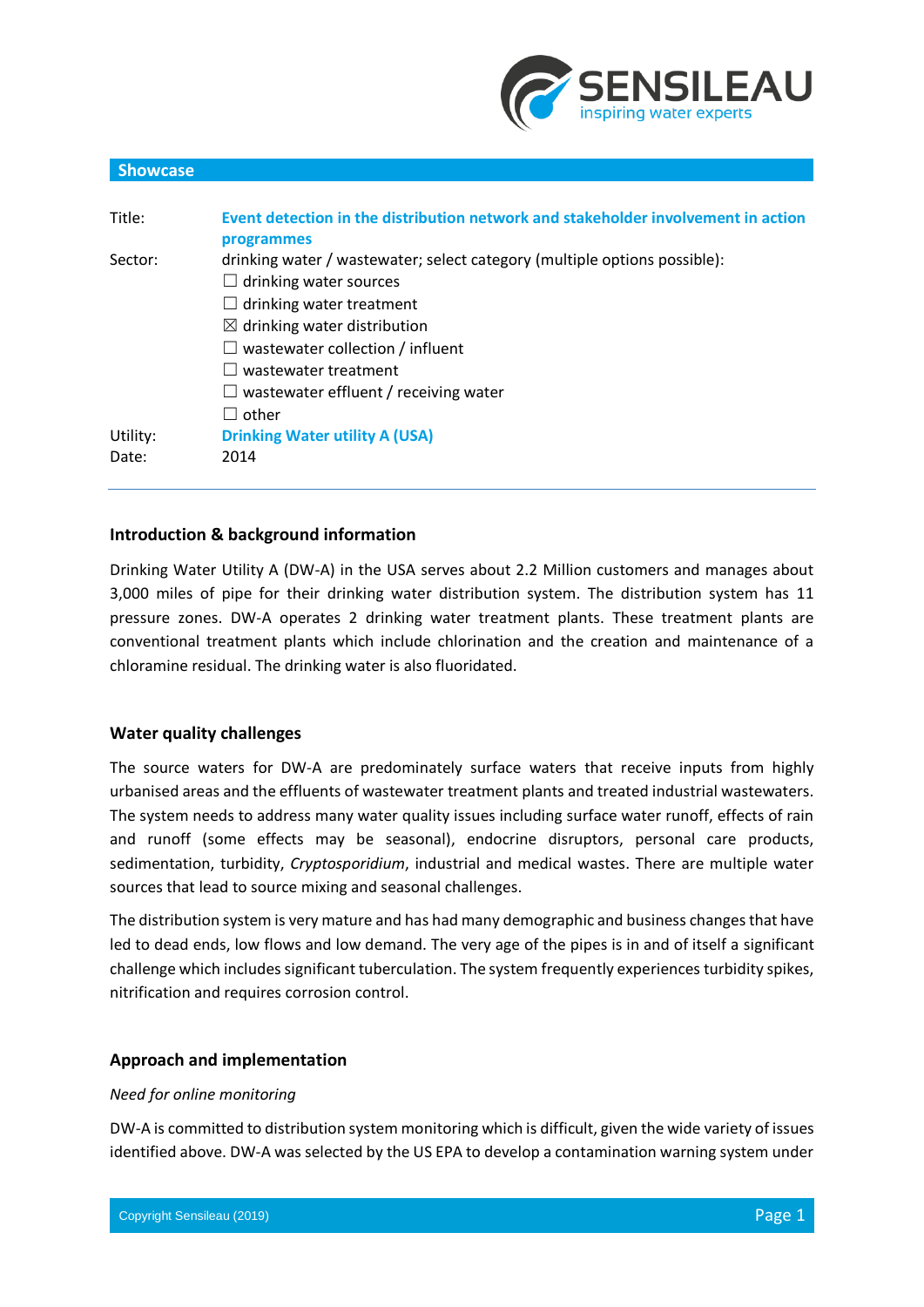## Showcase

Title: **Event detection in the distribution network and stakeholder involvement in action programmes**

Sector: drinking water / wastewater; select category (multiple options possible):

☐ drinking water sources
☐ drinking water treatment
☒ drinking water distribution
☐ wastewater collection / influent
☐ wastewater treatment
☐ wastewater effluent / receiving water
☐ other

Utility: **Drinking Water utility A (USA)**

Date: 2014

---

### Introduction & background information

Drinking Water Utility A (DW-A) in the USA serves about 2.2 Million customers and manages about 3,000 miles of pipe for their drinking water distribution system. The distribution system has 11 pressure zones. DW-A operates 2 drinking water treatment plants. These treatment plants are conventional treatment plants which include chlorination and the creation and maintenance of a chloramine residual. The drinking water is also fluoridated.

### Water quality challenges

The source waters for DW-A are predominately surface waters that receive inputs from highly urbanised areas and the effluents of wastewater treatment plants and treated industrial wastewaters. The system needs to address many water quality issues including surface water runoff, effects of rain and runoff (some effects may be seasonal), endocrine disruptors, personal care products, sedimentation, turbidity, *Cryptosporidium*, industrial and medical wastes. There are multiple water sources that lead to source mixing and seasonal challenges.

The distribution system is very mature and has had many demographic and business changes that have led to dead ends, low flows and low demand. The very age of the pipes is in and of itself a significant challenge which includes significant tuberculation. The system frequently experiences turbidity spikes, nitrification and requires corrosion control.

### Approach and implementation

*Need for online monitoring*

DW-A is committed to distribution system monitoring which is difficult, given the wide variety of issues identified above. DW-A was selected by the US EPA to develop a contamination warning system under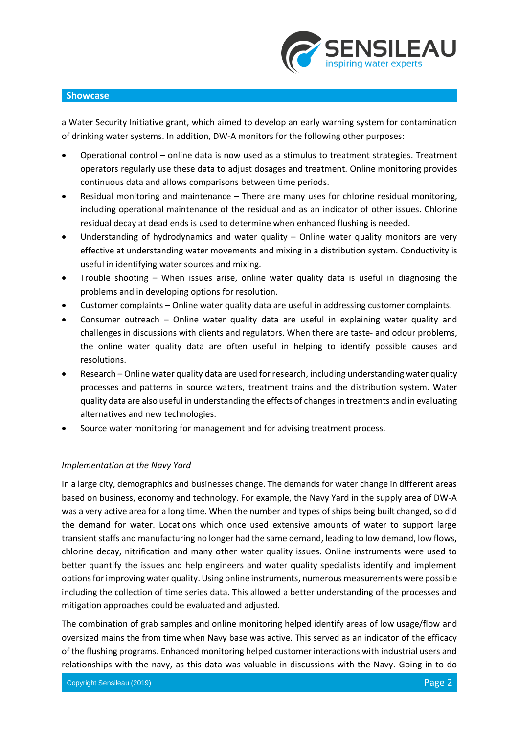a Water Security Initiative grant, which aimed to develop an early warning system for contamination of drinking water systems. In addition, DW-A monitors for the following other purposes:

- Operational control – online data is now used as a stimulus to treatment strategies. Treatment operators regularly use these data to adjust dosages and treatment. Online monitoring provides continuous data and allows comparisons between time periods.
- Residual monitoring and maintenance – There are many uses for chlorine residual monitoring, including operational maintenance of the residual and as an indicator of other issues. Chlorine residual decay at dead ends is used to determine when enhanced flushing is needed.
- Understanding of hydrodynamics and water quality – Online water quality monitors are very effective at understanding water movements and mixing in a distribution system. Conductivity is useful in identifying water sources and mixing.
- Trouble shooting – When issues arise, online water quality data is useful in diagnosing the problems and in developing options for resolution.
- Customer complaints – Online water quality data are useful in addressing customer complaints.
- Consumer outreach – Online water quality data are useful in explaining water quality and challenges in discussions with clients and regulators. When there are taste- and odour problems, the online water quality data are often useful in helping to identify possible causes and resolutions.
- Research – Online water quality data are used for research, including understanding water quality processes and patterns in source waters, treatment trains and the distribution system. Water quality data are also useful in understanding the effects of changes in treatments and in evaluating alternatives and new technologies.
- Source water monitoring for management and for advising treatment process.

*Implementation at the Navy Yard*

In a large city, demographics and businesses change. The demands for water change in different areas based on business, economy and technology. For example, the Navy Yard in the supply area of DW-A was a very active area for a long time. When the number and types of ships being built changed, so did the demand for water. Locations which once used extensive amounts of water to support large transient staffs and manufacturing no longer had the same demand, leading to low demand, low flows, chlorine decay, nitrification and many other water quality issues. Online instruments were used to better quantify the issues and help engineers and water quality specialists identify and implement options for improving water quality. Using online instruments, numerous measurements were possible including the collection of time series data. This allowed a better understanding of the processes and mitigation approaches could be evaluated and adjusted.

The combination of grab samples and online monitoring helped identify areas of low usage/flow and oversized mains the from time when Navy base was active. This served as an indicator of the efficacy of the flushing programs. Enhanced monitoring helped customer interactions with industrial users and relationships with the navy, as this data was valuable in discussions with the Navy. Going in to do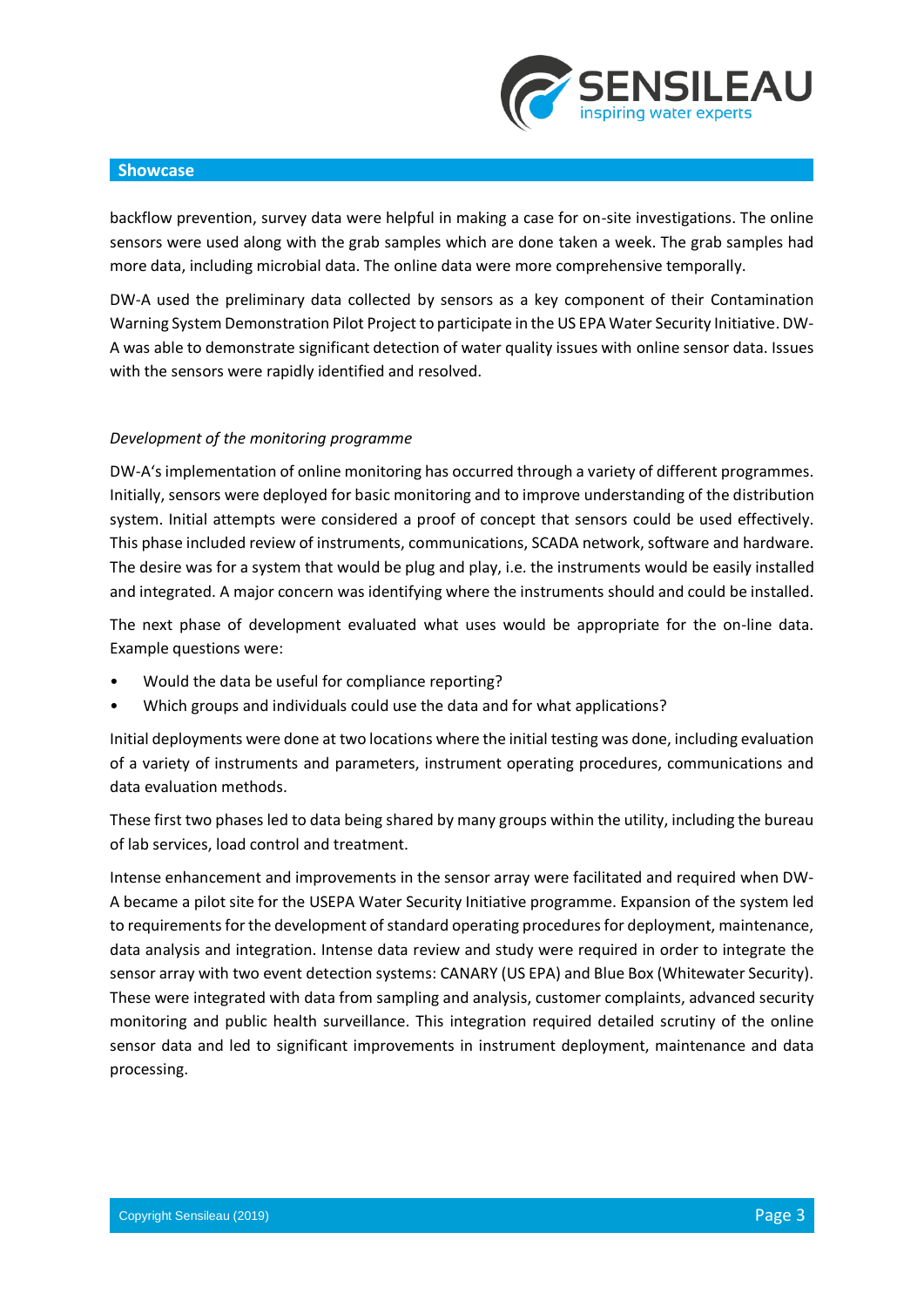backflow prevention, survey data were helpful in making a case for on-site investigations. The online sensors were used along with the grab samples which are done taken a week. The grab samples had more data, including microbial data. The online data were more comprehensive temporally.

DW-A used the preliminary data collected by sensors as a key component of their Contamination Warning System Demonstration Pilot Project to participate in the US EPA Water Security Initiative. DW-A was able to demonstrate significant detection of water quality issues with online sensor data. Issues with the sensors were rapidly identified and resolved.

*Development of the monitoring programme*

DW-A's implementation of online monitoring has occurred through a variety of different programmes. Initially, sensors were deployed for basic monitoring and to improve understanding of the distribution system. Initial attempts were considered a proof of concept that sensors could be used effectively. This phase included review of instruments, communications, SCADA network, software and hardware. The desire was for a system that would be plug and play, i.e. the instruments would be easily installed and integrated. A major concern was identifying where the instruments should and could be installed.

The next phase of development evaluated what uses would be appropriate for the on-line data. Example questions were:

- Would the data be useful for compliance reporting?
- Which groups and individuals could use the data and for what applications?

Initial deployments were done at two locations where the initial testing was done, including evaluation of a variety of instruments and parameters, instrument operating procedures, communications and data evaluation methods.

These first two phases led to data being shared by many groups within the utility, including the bureau of lab services, load control and treatment.

Intense enhancement and improvements in the sensor array were facilitated and required when DW-A became a pilot site for the USEPA Water Security Initiative programme. Expansion of the system led to requirements for the development of standard operating procedures for deployment, maintenance, data analysis and integration. Intense data review and study were required in order to integrate the sensor array with two event detection systems: CANARY (US EPA) and Blue Box (Whitewater Security). These were integrated with data from sampling and analysis, customer complaints, advanced security monitoring and public health surveillance. This integration required detailed scrutiny of the online sensor data and led to significant improvements in instrument deployment, maintenance and data processing.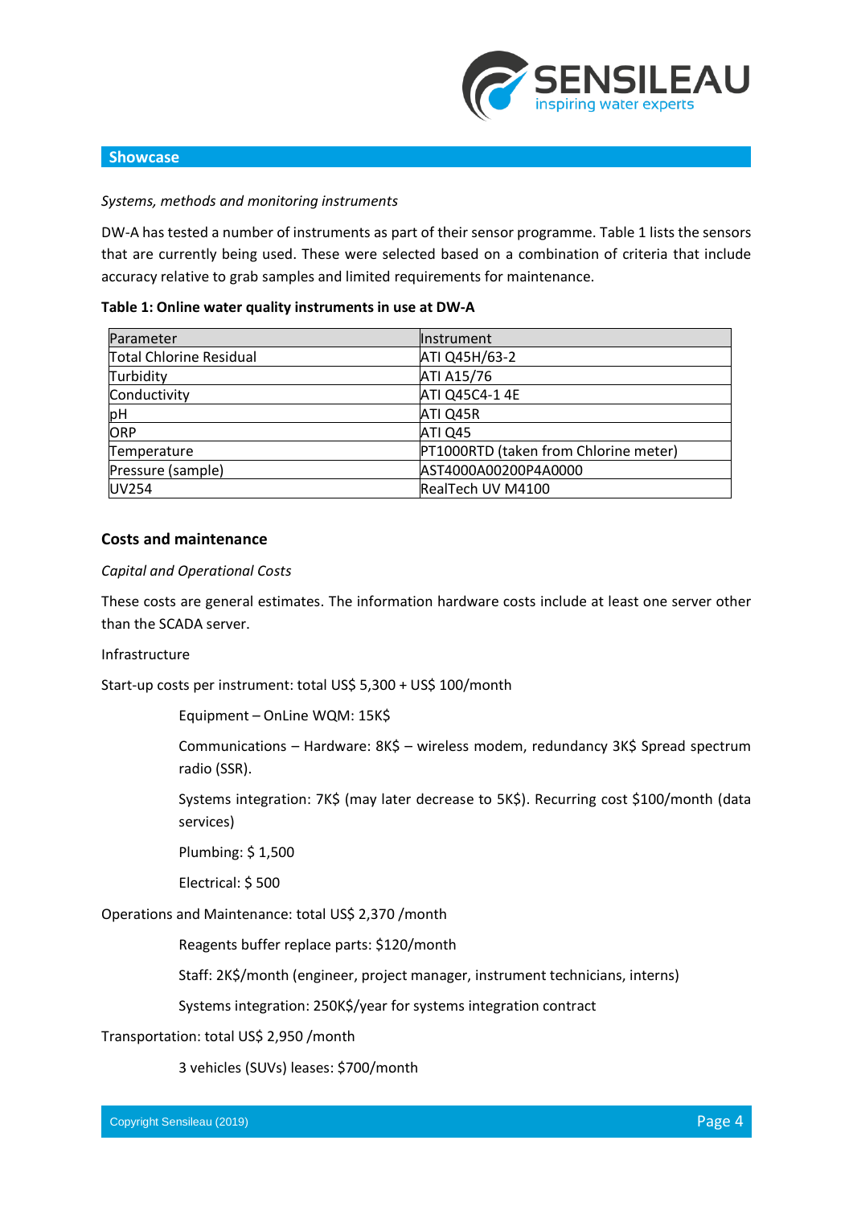## Showcase

*Systems, methods and monitoring instruments*

DW-A has tested a number of instruments as part of their sensor programme. Table 1 lists the sensors that are currently being used. These were selected based on a combination of criteria that include accuracy relative to grab samples and limited requirements for maintenance.

**Table 1: Online water quality instruments in use at DW-A**

| Parameter | Instrument |
|---|---|
| Total Chlorine Residual | ATI Q45H/63-2 |
| Turbidity | ATI A15/76 |
| Conductivity | ATI Q45C4-1 4E |
| pH | ATI Q45R |
| ORP | ATI Q45 |
| Temperature | PT1000RTD (taken from Chlorine meter) |
| Pressure (sample) | AST4000A00200P4A0000 |
| UV254 | RealTech UV M4100 |

### Costs and maintenance

*Capital and Operational Costs*

These costs are general estimates. The information hardware costs include at least one server other than the SCADA server.

Infrastructure

Start-up costs per instrument: total US$ 5,300 + US$ 100/month

- Equipment – OnLine WQM: 15K$
- Communications – Hardware: 8K$ – wireless modem, redundancy 3K$ Spread spectrum radio (SSR).
- Systems integration: 7K$ (may later decrease to 5K$). Recurring cost $100/month (data services)
- Plumbing: $ 1,500
- Electrical: $ 500

Operations and Maintenance: total US$ 2,370 /month

- Reagents buffer replace parts: $120/month
- Staff: 2K$/month (engineer, project manager, instrument technicians, interns)
- Systems integration: 250K$/year for systems integration contract

Transportation: total US$ 2,950 /month

- 3 vehicles (SUVs) leases: $700/month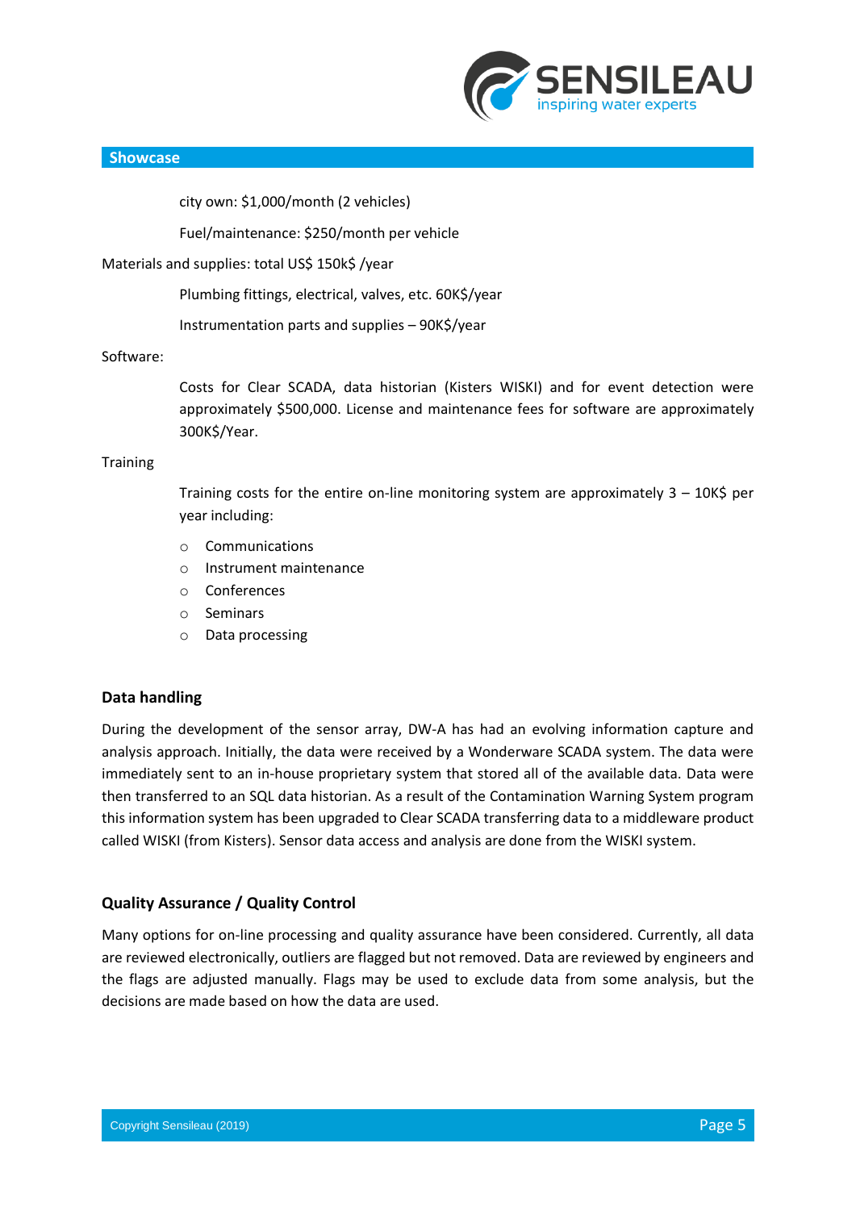city own: $1,000/month (2 vehicles)

Fuel/maintenance: $250/month per vehicle

Materials and supplies: total US$ 150k$ /year

Plumbing fittings, electrical, valves, etc. 60K$/year

Instrumentation parts and supplies – 90K$/year

Software:

Costs for Clear SCADA, data historian (Kisters WISKI) and for event detection were approximately $500,000. License and maintenance fees for software are approximately 300K$/Year.

Training

Training costs for the entire on-line monitoring system are approximately 3 – 10K$ per year including:

- Communications
- Instrument maintenance
- Conferences
- Seminars
- Data processing

### Data handling

During the development of the sensor array, DW-A has had an evolving information capture and analysis approach. Initially, the data were received by a Wonderware SCADA system. The data were immediately sent to an in-house proprietary system that stored all of the available data. Data were then transferred to an SQL data historian. As a result of the Contamination Warning System program this information system has been upgraded to Clear SCADA transferring data to a middleware product called WISKI (from Kisters). Sensor data access and analysis are done from the WISKI system.

### Quality Assurance / Quality Control

Many options for on-line processing and quality assurance have been considered. Currently, all data are reviewed electronically, outliers are flagged but not removed. Data are reviewed by engineers and the flags are adjusted manually. Flags may be used to exclude data from some analysis, but the decisions are made based on how the data are used.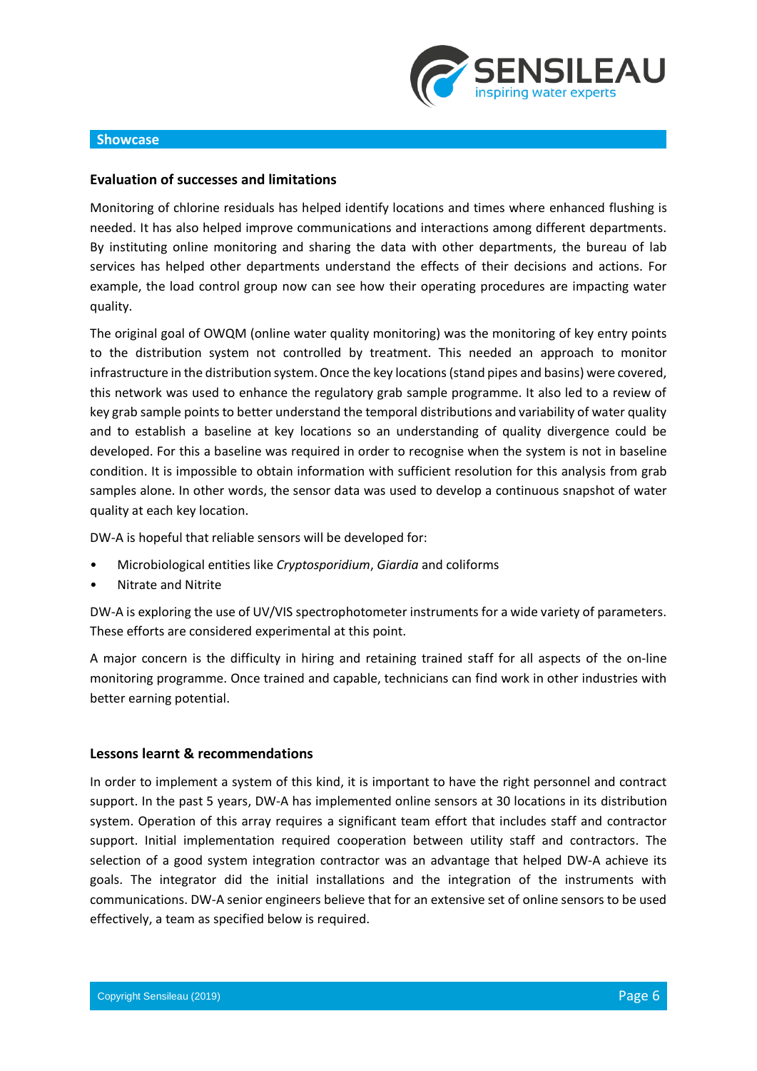## Showcase

### Evaluation of successes and limitations

Monitoring of chlorine residuals has helped identify locations and times where enhanced flushing is needed. It has also helped improve communications and interactions among different departments. By instituting online monitoring and sharing the data with other departments, the bureau of lab services has helped other departments understand the effects of their decisions and actions. For example, the load control group now can see how their operating procedures are impacting water quality.

The original goal of OWQM (online water quality monitoring) was the monitoring of key entry points to the distribution system not controlled by treatment. This needed an approach to monitor infrastructure in the distribution system. Once the key locations (stand pipes and basins) were covered, this network was used to enhance the regulatory grab sample programme. It also led to a review of key grab sample points to better understand the temporal distributions and variability of water quality and to establish a baseline at key locations so an understanding of quality divergence could be developed. For this a baseline was required in order to recognise when the system is not in baseline condition. It is impossible to obtain information with sufficient resolution for this analysis from grab samples alone. In other words, the sensor data was used to develop a continuous snapshot of water quality at each key location.

DW-A is hopeful that reliable sensors will be developed for:

- Microbiological entities like *Cryptosporidium*, *Giardia* and coliforms
- Nitrate and Nitrite

DW-A is exploring the use of UV/VIS spectrophotometer instruments for a wide variety of parameters. These efforts are considered experimental at this point.

A major concern is the difficulty in hiring and retaining trained staff for all aspects of the on-line monitoring programme. Once trained and capable, technicians can find work in other industries with better earning potential.

### Lessons learnt & recommendations

In order to implement a system of this kind, it is important to have the right personnel and contract support. In the past 5 years, DW-A has implemented online sensors at 30 locations in its distribution system. Operation of this array requires a significant team effort that includes staff and contractor support. Initial implementation required cooperation between utility staff and contractors. The selection of a good system integration contractor was an advantage that helped DW-A achieve its goals. The integrator did the initial installations and the integration of the instruments with communications. DW-A senior engineers believe that for an extensive set of online sensors to be used effectively, a team as specified below is required.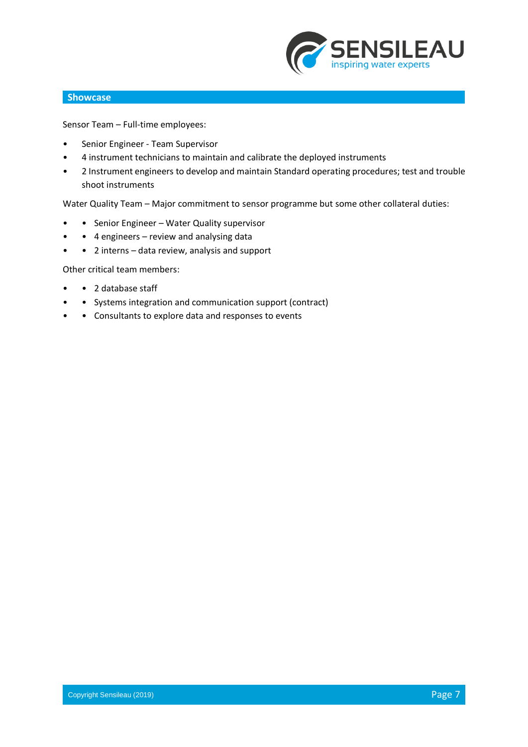## Showcase

Sensor Team – Full-time employees:

- Senior Engineer - Team Supervisor
- 4 instrument technicians to maintain and calibrate the deployed instruments
- 2 Instrument engineers to develop and maintain Standard operating procedures; test and trouble shoot instruments

Water Quality Team – Major commitment to sensor programme but some other collateral duties:

- Senior Engineer – Water Quality supervisor
- 4 engineers – review and analysing data
- 2 interns – data review, analysis and support

Other critical team members:

- 2 database staff
- Systems integration and communication support (contract)
- Consultants to explore data and responses to events